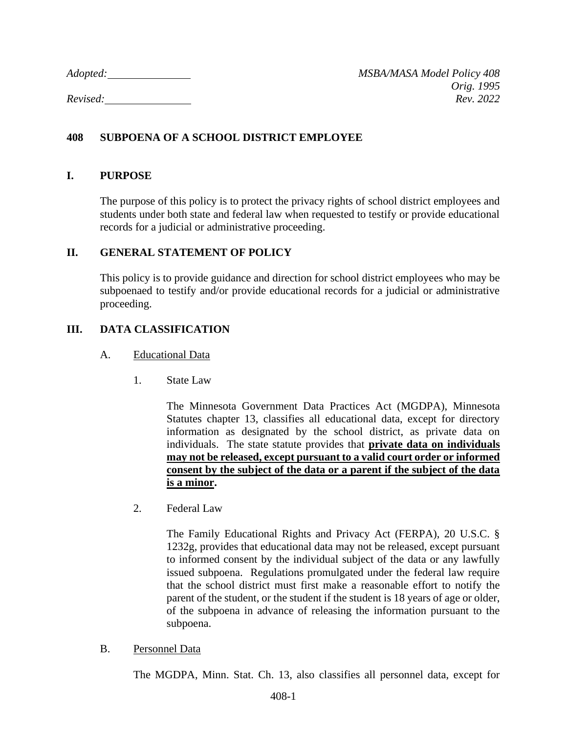*Adopted:* ______________ *MSBA/MASA Model Policy 408*
*Orig. 1995*
*Revised:* ______________ *Rev. 2022*

## 408 SUBPOENA OF A SCHOOL DISTRICT EMPLOYEE

### I. PURPOSE

The purpose of this policy is to protect the privacy rights of school district employees and students under both state and federal law when requested to testify or provide educational records for a judicial or administrative proceeding.

### II. GENERAL STATEMENT OF POLICY

This policy is to provide guidance and direction for school district employees who may be subpoenaed to testify and/or provide educational records for a judicial or administrative proceeding.

### III. DATA CLASSIFICATION

A. Educational Data

1. State Law

The Minnesota Government Data Practices Act (MGDPA), Minnesota Statutes chapter 13, classifies all educational data, except for directory information as designated by the school district, as private data on individuals. The state statute provides that **private data on individuals may not be released, except pursuant to a valid court order or informed consent by the subject of the data or a parent if the subject of the data is a minor.**

2. Federal Law

The Family Educational Rights and Privacy Act (FERPA), 20 U.S.C. § 1232g, provides that educational data may not be released, except pursuant to informed consent by the individual subject of the data or any lawfully issued subpoena. Regulations promulgated under the federal law require that the school district must first make a reasonable effort to notify the parent of the student, or the student if the student is 18 years of age or older, of the subpoena in advance of releasing the information pursuant to the subpoena.

B. Personnel Data

The MGDPA, Minn. Stat. Ch. 13, also classifies all personnel data, except for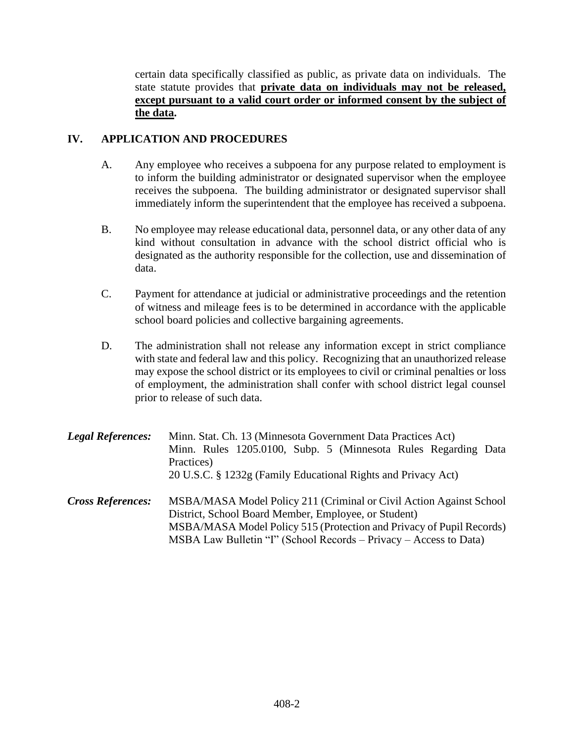certain data specifically classified as public, as private data on individuals. The state statute provides that **private data on individuals may not be released, except pursuant to a valid court order or informed consent by the subject of the data.**

## IV. APPLICATION AND PROCEDURES

A. Any employee who receives a subpoena for any purpose related to employment is to inform the building administrator or designated supervisor when the employee receives the subpoena. The building administrator or designated supervisor shall immediately inform the superintendent that the employee has received a subpoena.

B. No employee may release educational data, personnel data, or any other data of any kind without consultation in advance with the school district official who is designated as the authority responsible for the collection, use and dissemination of data.

C. Payment for attendance at judicial or administrative proceedings and the retention of witness and mileage fees is to be determined in accordance with the applicable school board policies and collective bargaining agreements.

D. The administration shall not release any information except in strict compliance with state and federal law and this policy. Recognizing that an unauthorized release may expose the school district or its employees to civil or criminal penalties or loss of employment, the administration shall confer with school district legal counsel prior to release of such data.

***Legal References:***
Minn. Stat. Ch. 13 (Minnesota Government Data Practices Act)
Minn. Rules 1205.0100, Subp. 5 (Minnesota Rules Regarding Data Practices)
20 U.S.C. § 1232g (Family Educational Rights and Privacy Act)

***Cross References:***
MSBA/MASA Model Policy 211 (Criminal or Civil Action Against School District, School Board Member, Employee, or Student)
MSBA/MASA Model Policy 515 (Protection and Privacy of Pupil Records)
MSBA Law Bulletin "I" (School Records – Privacy – Access to Data)